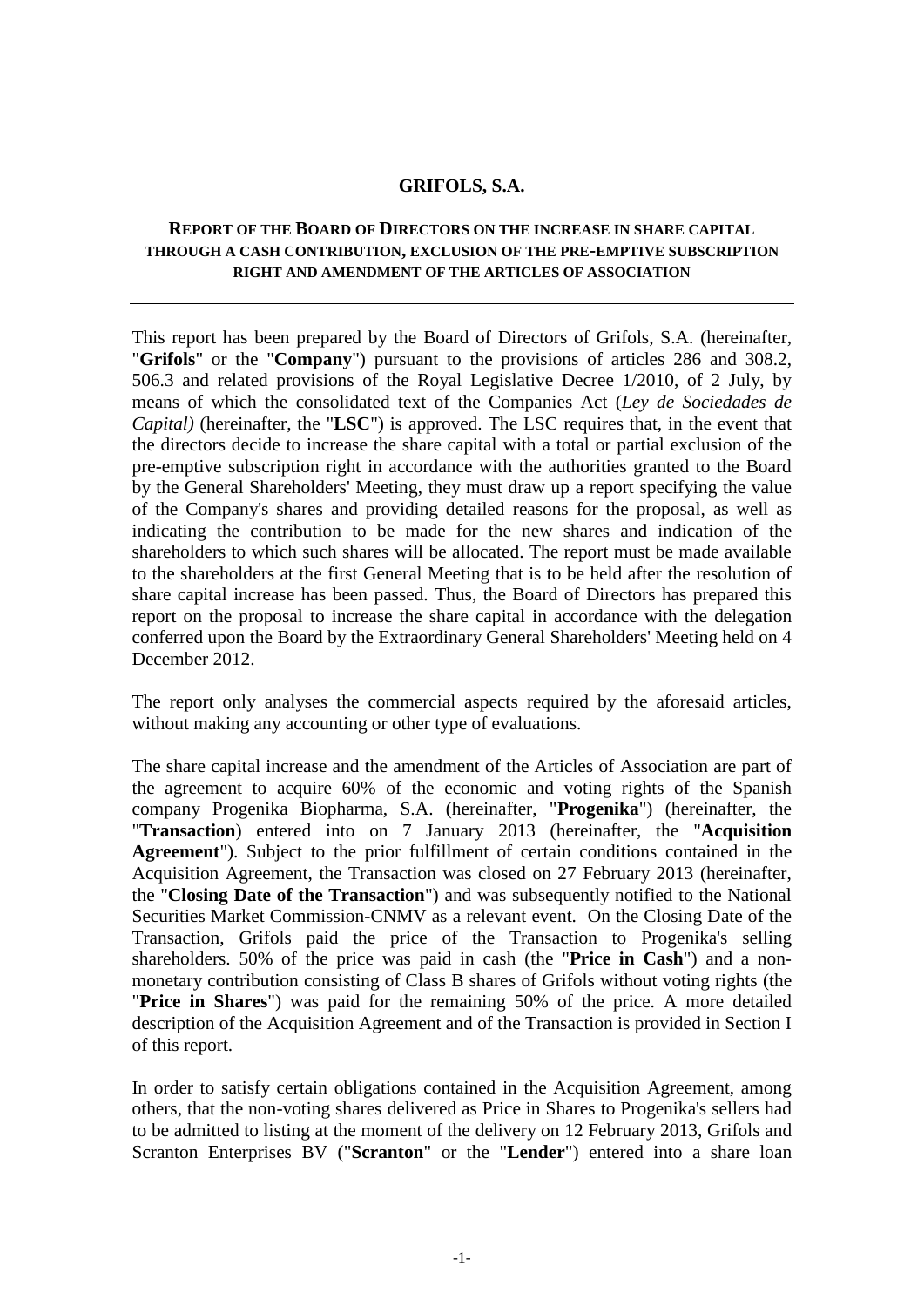# GRIFOLS, S.A.

## REPORT OF THE BOARD OF DIRECTORS ON THE INCREASE IN SHARE CAPITAL THROUGH A CASH CONTRIBUTION, EXCLUSION OF THE PRE-EMPTIVE SUBSCRIPTION RIGHT AND AMENDMENT OF THE ARTICLES OF ASSOCIATION

---

This report has been prepared by the Board of Directors of Grifols, S.A. (hereinafter, "**Grifols**" or the "**Company**") pursuant to the provisions of articles 286 and 308.2, 506.3 and related provisions of the Royal Legislative Decree 1/2010, of 2 July, by means of which the consolidated text of the Companies Act (*Ley de Sociedades de Capital)* (hereinafter, the "**LSC**") is approved. The LSC requires that, in the event that the directors decide to increase the share capital with a total or partial exclusion of the pre-emptive subscription right in accordance with the authorities granted to the Board by the General Shareholders' Meeting, they must draw up a report specifying the value of the Company's shares and providing detailed reasons for the proposal, as well as indicating the contribution to be made for the new shares and indication of the shareholders to which such shares will be allocated. The report must be made available to the shareholders at the first General Meeting that is to be held after the resolution of share capital increase has been passed. Thus, the Board of Directors has prepared this report on the proposal to increase the share capital in accordance with the delegation conferred upon the Board by the Extraordinary General Shareholders' Meeting held on 4 December 2012.

The report only analyses the commercial aspects required by the aforesaid articles, without making any accounting or other type of evaluations.

The share capital increase and the amendment of the Articles of Association are part of the agreement to acquire 60% of the economic and voting rights of the Spanish company Progenika Biopharma, S.A. (hereinafter, "**Progenika**") (hereinafter, the "**Transaction**) entered into on 7 January 2013 (hereinafter, the "**Acquisition Agreement**"). Subject to the prior fulfillment of certain conditions contained in the Acquisition Agreement, the Transaction was closed on 27 February 2013 (hereinafter, the "**Closing Date of the Transaction**") and was subsequently notified to the National Securities Market Commission-CNMV as a relevant event. On the Closing Date of the Transaction, Grifols paid the price of the Transaction to Progenika's selling shareholders. 50% of the price was paid in cash (the "**Price in Cash**") and a non-monetary contribution consisting of Class B shares of Grifols without voting rights (the "**Price in Shares**") was paid for the remaining 50% of the price. A more detailed description of the Acquisition Agreement and of the Transaction is provided in Section I of this report.

In order to satisfy certain obligations contained in the Acquisition Agreement, among others, that the non-voting shares delivered as Price in Shares to Progenika's sellers had to be admitted to listing at the moment of the delivery on 12 February 2013, Grifols and Scranton Enterprises BV ("**Scranton**" or the "**Lender**") entered into a share loan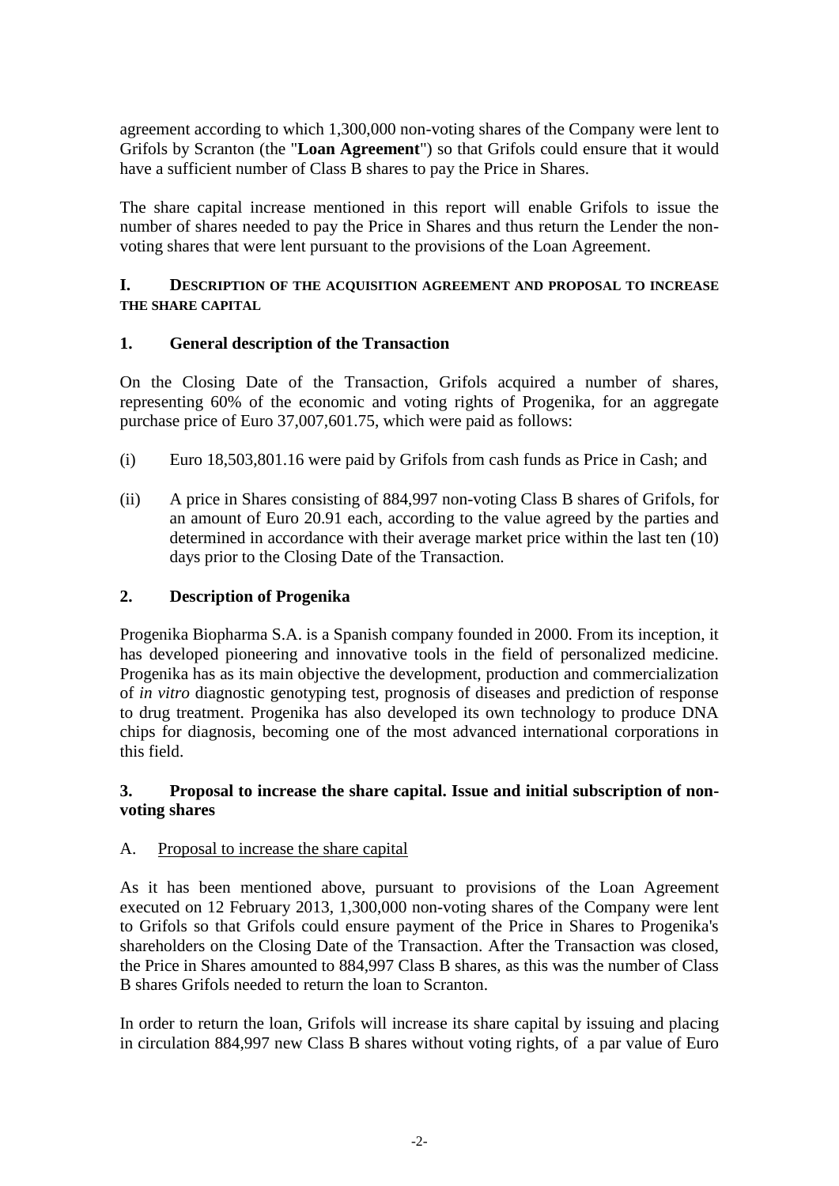agreement according to which 1,300,000 non-voting shares of the Company were lent to Grifols by Scranton (the "**Loan Agreement**") so that Grifols could ensure that it would have a sufficient number of Class B shares to pay the Price in Shares.

The share capital increase mentioned in this report will enable Grifols to issue the number of shares needed to pay the Price in Shares and thus return the Lender the non-voting shares that were lent pursuant to the provisions of the Loan Agreement.

## I. DESCRIPTION OF THE ACQUISITION AGREEMENT AND PROPOSAL TO INCREASE THE SHARE CAPITAL

### 1. General description of the Transaction

On the Closing Date of the Transaction, Grifols acquired a number of shares, representing 60% of the economic and voting rights of Progenika, for an aggregate purchase price of Euro 37,007,601.75, which were paid as follows:

(i) Euro 18,503,801.16 were paid by Grifols from cash funds as Price in Cash; and

(ii) A price in Shares consisting of 884,997 non-voting Class B shares of Grifols, for an amount of Euro 20.91 each, according to the value agreed by the parties and determined in accordance with their average market price within the last ten (10) days prior to the Closing Date of the Transaction.

### 2. Description of Progenika

Progenika Biopharma S.A. is a Spanish company founded in 2000. From its inception, it has developed pioneering and innovative tools in the field of personalized medicine. Progenika has as its main objective the development, production and commercialization of *in vitro* diagnostic genotyping test, prognosis of diseases and prediction of response to drug treatment. Progenika has also developed its own technology to produce DNA chips for diagnosis, becoming one of the most advanced international corporations in this field.

### 3. Proposal to increase the share capital. Issue and initial subscription of non-voting shares

A. Proposal to increase the share capital

As it has been mentioned above, pursuant to provisions of the Loan Agreement executed on 12 February 2013, 1,300,000 non-voting shares of the Company were lent to Grifols so that Grifols could ensure payment of the Price in Shares to Progenika's shareholders on the Closing Date of the Transaction. After the Transaction was closed, the Price in Shares amounted to 884,997 Class B shares, as this was the number of Class B shares Grifols needed to return the loan to Scranton.

In order to return the loan, Grifols will increase its share capital by issuing and placing in circulation 884,997 new Class B shares without voting rights, of a par value of Euro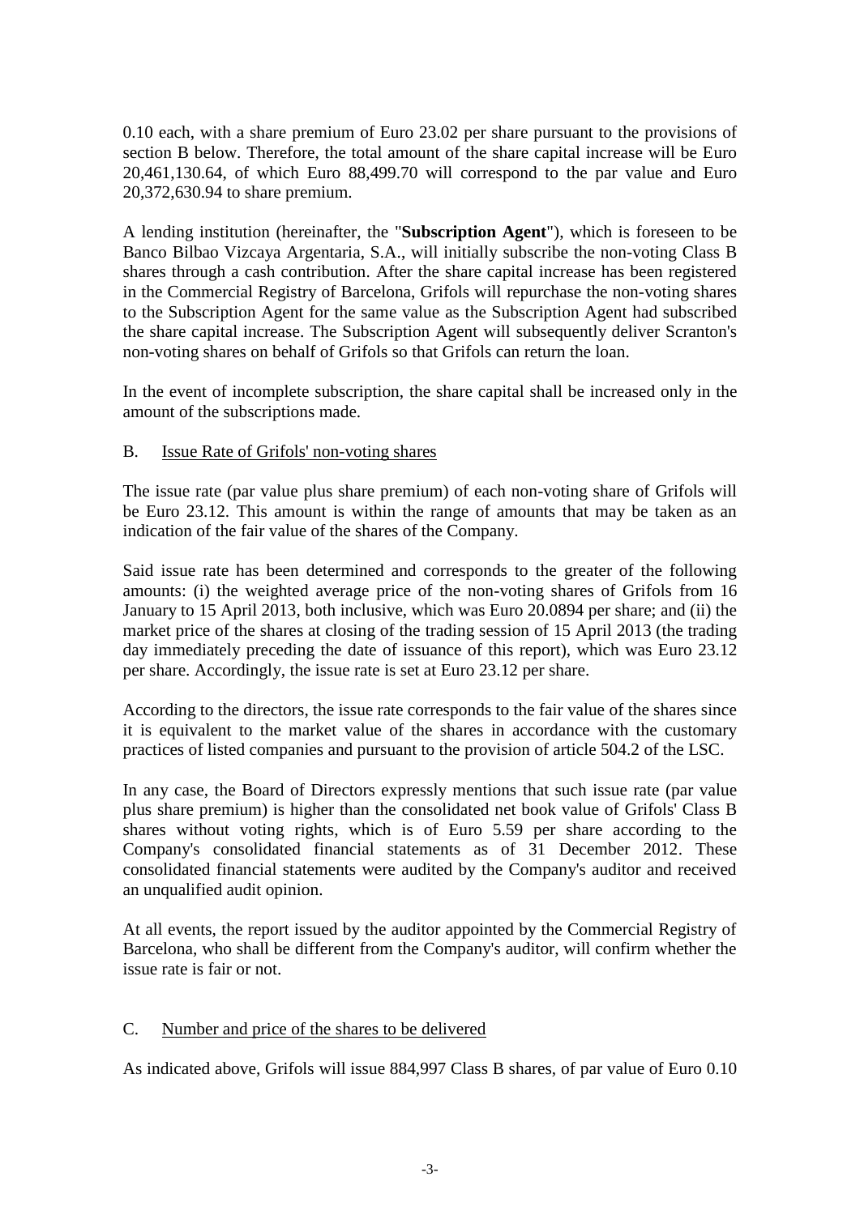0.10 each, with a share premium of Euro 23.02 per share pursuant to the provisions of section B below. Therefore, the total amount of the share capital increase will be Euro 20,461,130.64, of which Euro 88,499.70 will correspond to the par value and Euro 20,372,630.94 to share premium.

A lending institution (hereinafter, the "**Subscription Agent**"), which is foreseen to be Banco Bilbao Vizcaya Argentaria, S.A., will initially subscribe the non-voting Class B shares through a cash contribution. After the share capital increase has been registered in the Commercial Registry of Barcelona, Grifols will repurchase the non-voting shares to the Subscription Agent for the same value as the Subscription Agent had subscribed the share capital increase. The Subscription Agent will subsequently deliver Scranton's non-voting shares on behalf of Grifols so that Grifols can return the loan.

In the event of incomplete subscription, the share capital shall be increased only in the amount of the subscriptions made.

B. Issue Rate of Grifols' non-voting shares

The issue rate (par value plus share premium) of each non-voting share of Grifols will be Euro 23.12. This amount is within the range of amounts that may be taken as an indication of the fair value of the shares of the Company.

Said issue rate has been determined and corresponds to the greater of the following amounts: (i) the weighted average price of the non-voting shares of Grifols from 16 January to 15 April 2013, both inclusive, which was Euro 20.0894 per share; and (ii) the market price of the shares at closing of the trading session of 15 April 2013 (the trading day immediately preceding the date of issuance of this report), which was Euro 23.12 per share. Accordingly, the issue rate is set at Euro 23.12 per share.

According to the directors, the issue rate corresponds to the fair value of the shares since it is equivalent to the market value of the shares in accordance with the customary practices of listed companies and pursuant to the provision of article 504.2 of the LSC.

In any case, the Board of Directors expressly mentions that such issue rate (par value plus share premium) is higher than the consolidated net book value of Grifols' Class B shares without voting rights, which is of Euro 5.59 per share according to the Company's consolidated financial statements as of 31 December 2012. These consolidated financial statements were audited by the Company's auditor and received an unqualified audit opinion.

At all events, the report issued by the auditor appointed by the Commercial Registry of Barcelona, who shall be different from the Company's auditor, will confirm whether the issue rate is fair or not.

C. Number and price of the shares to be delivered

As indicated above, Grifols will issue 884,997 Class B shares, of par value of Euro 0.10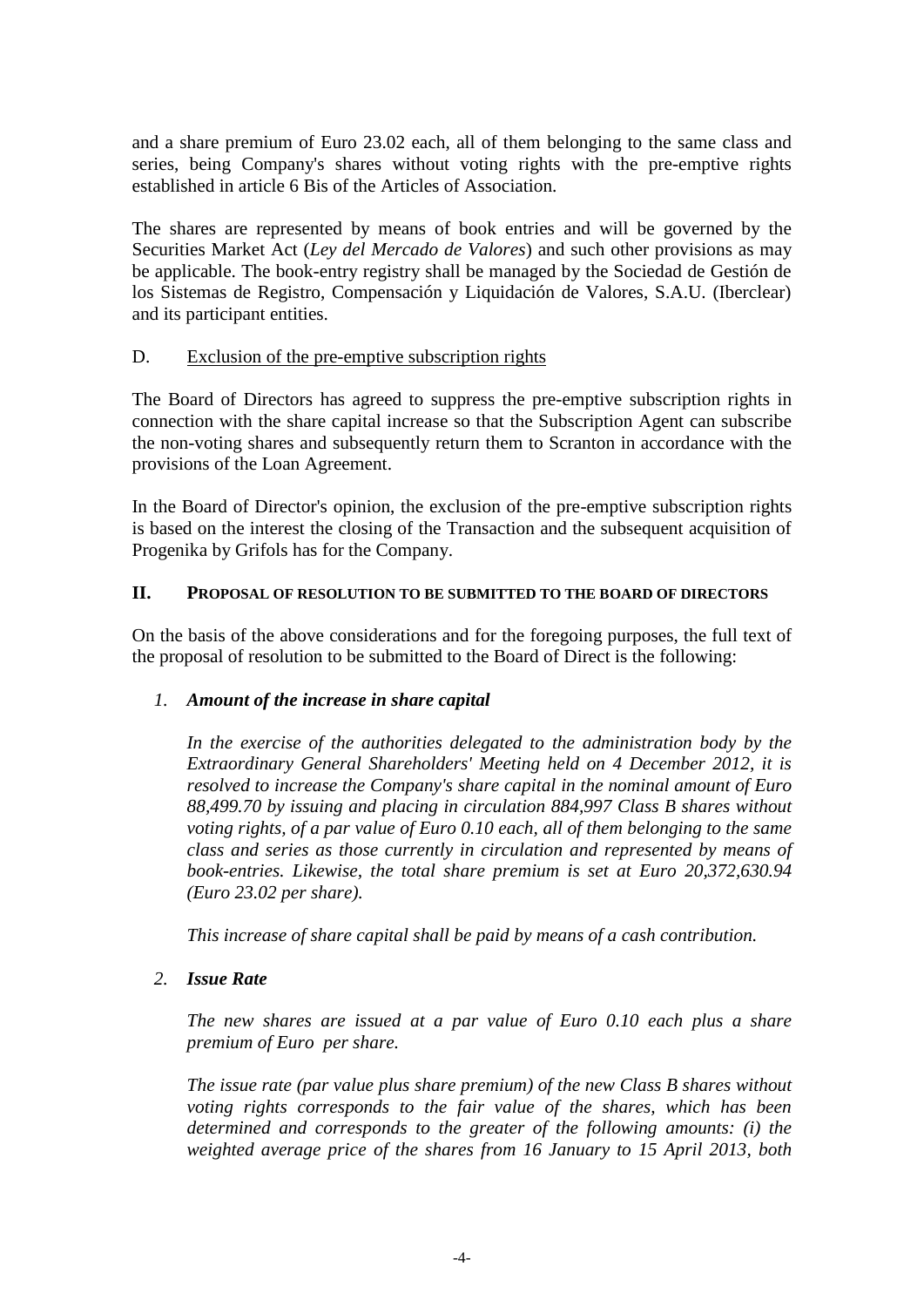and a share premium of Euro 23.02 each, all of them belonging to the same class and series, being Company's shares without voting rights with the pre-emptive rights established in article 6 Bis of the Articles of Association.

The shares are represented by means of book entries and will be governed by the Securities Market Act (*Ley del Mercado de Valores*) and such other provisions as may be applicable. The book-entry registry shall be managed by the Sociedad de Gestión de los Sistemas de Registro, Compensación y Liquidación de Valores, S.A.U. (Iberclear) and its participant entities.

D. Exclusion of the pre-emptive subscription rights

The Board of Directors has agreed to suppress the pre-emptive subscription rights in connection with the share capital increase so that the Subscription Agent can subscribe the non-voting shares and subsequently return them to Scranton in accordance with the provisions of the Loan Agreement.

In the Board of Director's opinion, the exclusion of the pre-emptive subscription rights is based on the interest the closing of the Transaction and the subsequent acquisition of Progenika by Grifols has for the Company.

## II. PROPOSAL OF RESOLUTION TO BE SUBMITTED TO THE BOARD OF DIRECTORS

On the basis of the above considerations and for the foregoing purposes, the full text of the proposal of resolution to be submitted to the Board of Direct is the following:

1. ***Amount of the increase in share capital***

   *In the exercise of the authorities delegated to the administration body by the Extraordinary General Shareholders' Meeting held on 4 December 2012, it is resolved to increase the Company's share capital in the nominal amount of Euro 88,499.70 by issuing and placing in circulation 884,997 Class B shares without voting rights, of a par value of Euro 0.10 each, all of them belonging to the same class and series as those currently in circulation and represented by means of book-entries. Likewise, the total share premium is set at Euro 20,372,630.94 (Euro 23.02 per share).*

   *This increase of share capital shall be paid by means of a cash contribution.*

2. ***Issue Rate***

   *The new shares are issued at a par value of Euro 0.10 each plus a share premium of Euro per share.*

   *The issue rate (par value plus share premium) of the new Class B shares without voting rights corresponds to the fair value of the shares, which has been determined and corresponds to the greater of the following amounts: (i) the weighted average price of the shares from 16 January to 15 April 2013, both*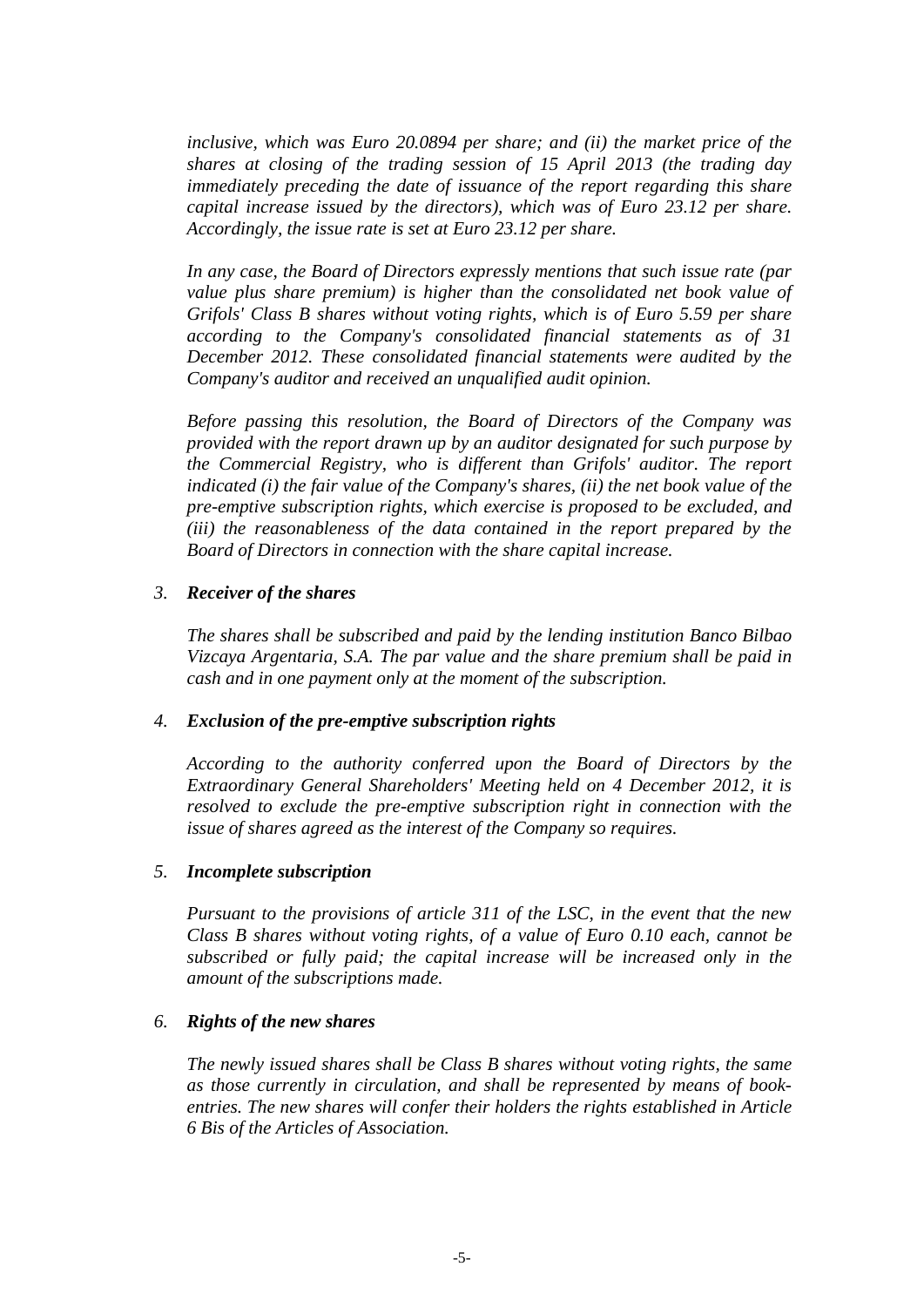*inclusive, which was Euro 20.0894 per share; and (ii) the market price of the shares at closing of the trading session of 15 April 2013 (the trading day immediately preceding the date of issuance of the report regarding this share capital increase issued by the directors), which was of Euro 23.12 per share. Accordingly, the issue rate is set at Euro 23.12 per share.*

*In any case, the Board of Directors expressly mentions that such issue rate (par value plus share premium) is higher than the consolidated net book value of Grifols' Class B shares without voting rights, which is of Euro 5.59 per share according to the Company's consolidated financial statements as of 31 December 2012. These consolidated financial statements were audited by the Company's auditor and received an unqualified audit opinion.*

*Before passing this resolution, the Board of Directors of the Company was provided with the report drawn up by an auditor designated for such purpose by the Commercial Registry, who is different than Grifols' auditor. The report indicated (i) the fair value of the Company's shares, (ii) the net book value of the pre-emptive subscription rights, which exercise is proposed to be excluded, and (iii) the reasonableness of the data contained in the report prepared by the Board of Directors in connection with the share capital increase.*

3. ***Receiver of the shares***

*The shares shall be subscribed and paid by the lending institution Banco Bilbao Vizcaya Argentaria, S.A. The par value and the share premium shall be paid in cash and in one payment only at the moment of the subscription.*

4. ***Exclusion of the pre-emptive subscription rights***

*According to the authority conferred upon the Board of Directors by the Extraordinary General Shareholders' Meeting held on 4 December 2012, it is resolved to exclude the pre-emptive subscription right in connection with the issue of shares agreed as the interest of the Company so requires.*

5. ***Incomplete subscription***

*Pursuant to the provisions of article 311 of the LSC, in the event that the new Class B shares without voting rights, of a value of Euro 0.10 each, cannot be subscribed or fully paid; the capital increase will be increased only in the amount of the subscriptions made.*

6. ***Rights of the new shares***

*The newly issued shares shall be Class B shares without voting rights, the same as those currently in circulation, and shall be represented by means of book-entries. The new shares will confer their holders the rights established in Article 6 Bis of the Articles of Association.*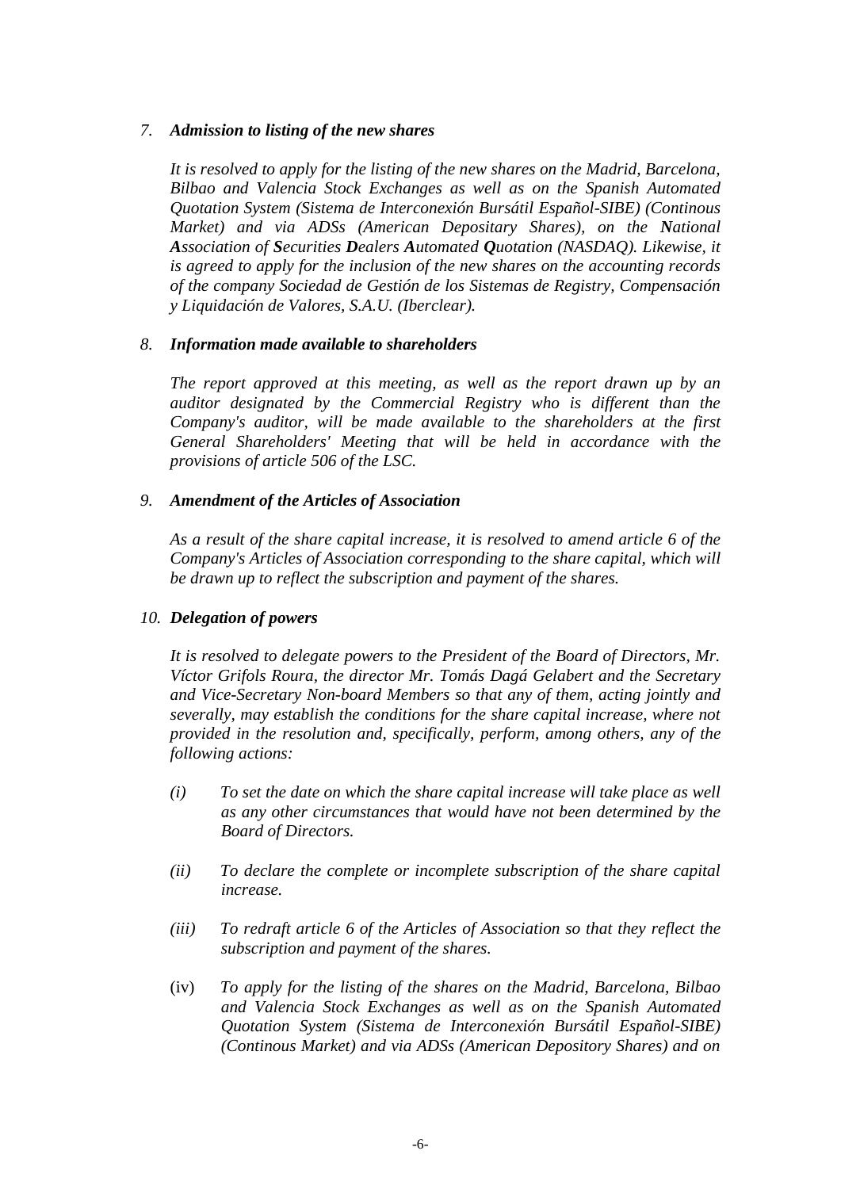7. ***Admission to listing of the new shares***

*It is resolved to apply for the listing of the new shares on the Madrid, Barcelona, Bilbao and Valencia Stock Exchanges as well as on the Spanish Automated Quotation System (Sistema de Interconexión Bursátil Español-SIBE) (Continous Market) and via ADSs (American Depositary Shares), on the **N**ational **A**ssociation of **S**ecurities **D**ealers **A**utomated **Q**uotation (NASDAQ). Likewise, it is agreed to apply for the inclusion of the new shares on the accounting records of the company Sociedad de Gestión de los Sistemas de Registry, Compensación y Liquidación de Valores, S.A.U. (Iberclear).*

8. ***Information made available to shareholders***

*The report approved at this meeting, as well as the report drawn up by an auditor designated by the Commercial Registry who is different than the Company's auditor, will be made available to the shareholders at the first General Shareholders' Meeting that will be held in accordance with the provisions of article 506 of the LSC.*

9. ***Amendment of the Articles of Association***

*As a result of the share capital increase, it is resolved to amend article 6 of the Company's Articles of Association corresponding to the share capital, which will be drawn up to reflect the subscription and payment of the shares.*

10. ***Delegation of powers***

*It is resolved to delegate powers to the President of the Board of Directors, Mr. Víctor Grifols Roura, the director Mr. Tomás Dagá Gelabert and the Secretary and Vice-Secretary Non-board Members so that any of them, acting jointly and severally, may establish the conditions for the share capital increase, where not provided in the resolution and, specifically, perform, among others, any of the following actions:*

*(i)* *To set the date on which the share capital increase will take place as well as any other circumstances that would have not been determined by the Board of Directors.*

*(ii)* *To declare the complete or incomplete subscription of the share capital increase.*

*(iii)* *To redraft article 6 of the Articles of Association so that they reflect the subscription and payment of the shares.*

(iv) *To apply for the listing of the shares on the Madrid, Barcelona, Bilbao and Valencia Stock Exchanges as well as on the Spanish Automated Quotation System (Sistema de Interconexión Bursátil Español-SIBE) (Continous Market) and via ADSs (American Depository Shares) and on*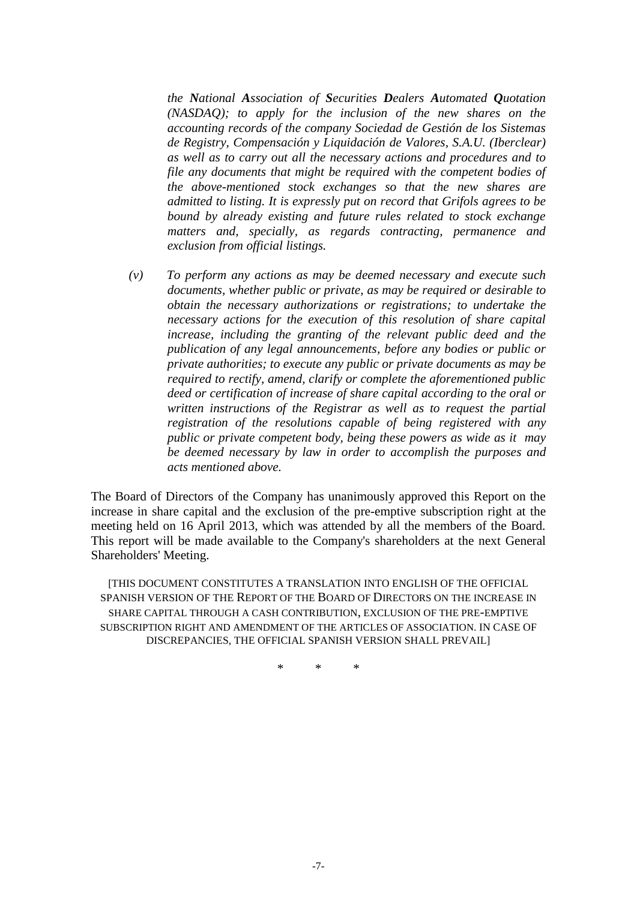*the **N**ational **A**ssociation of **S**ecurities **D**ealers **A**utomated **Q**uotation (NASDAQ); to apply for the inclusion of the new shares on the accounting records of the company Sociedad de Gestión de los Sistemas de Registry, Compensación y Liquidación de Valores, S.A.U. (Iberclear) as well as to carry out all the necessary actions and procedures and to file any documents that might be required with the competent bodies of the above-mentioned stock exchanges so that the new shares are admitted to listing. It is expressly put on record that Grifols agrees to be bound by already existing and future rules related to stock exchange matters and, specially, as regards contracting, permanence and exclusion from official listings.*

*(v) To perform any actions as may be deemed necessary and execute such documents, whether public or private, as may be required or desirable to obtain the necessary authorizations or registrations; to undertake the necessary actions for the execution of this resolution of share capital increase, including the granting of the relevant public deed and the publication of any legal announcements, before any bodies or public or private authorities; to execute any public or private documents as may be required to rectify, amend, clarify or complete the aforementioned public deed or certification of increase of share capital according to the oral or written instructions of the Registrar as well as to request the partial registration of the resolutions capable of being registered with any public or private competent body, being these powers as wide as it may be deemed necessary by law in order to accomplish the purposes and acts mentioned above.*

The Board of Directors of the Company has unanimously approved this Report on the increase in share capital and the exclusion of the pre-emptive subscription right at the meeting held on 16 April 2013, which was attended by all the members of the Board. This report will be made available to the Company's shareholders at the next General Shareholders' Meeting.

[THIS DOCUMENT CONSTITUTES A TRANSLATION INTO ENGLISH OF THE OFFICIAL SPANISH VERSION OF THE REPORT OF THE BOARD OF DIRECTORS ON THE INCREASE IN SHARE CAPITAL THROUGH A CASH CONTRIBUTION, EXCLUSION OF THE PRE-EMPTIVE SUBSCRIPTION RIGHT AND AMENDMENT OF THE ARTICLES OF ASSOCIATION. IN CASE OF DISCREPANCIES, THE OFFICIAL SPANISH VERSION SHALL PREVAIL]

\* \* \*